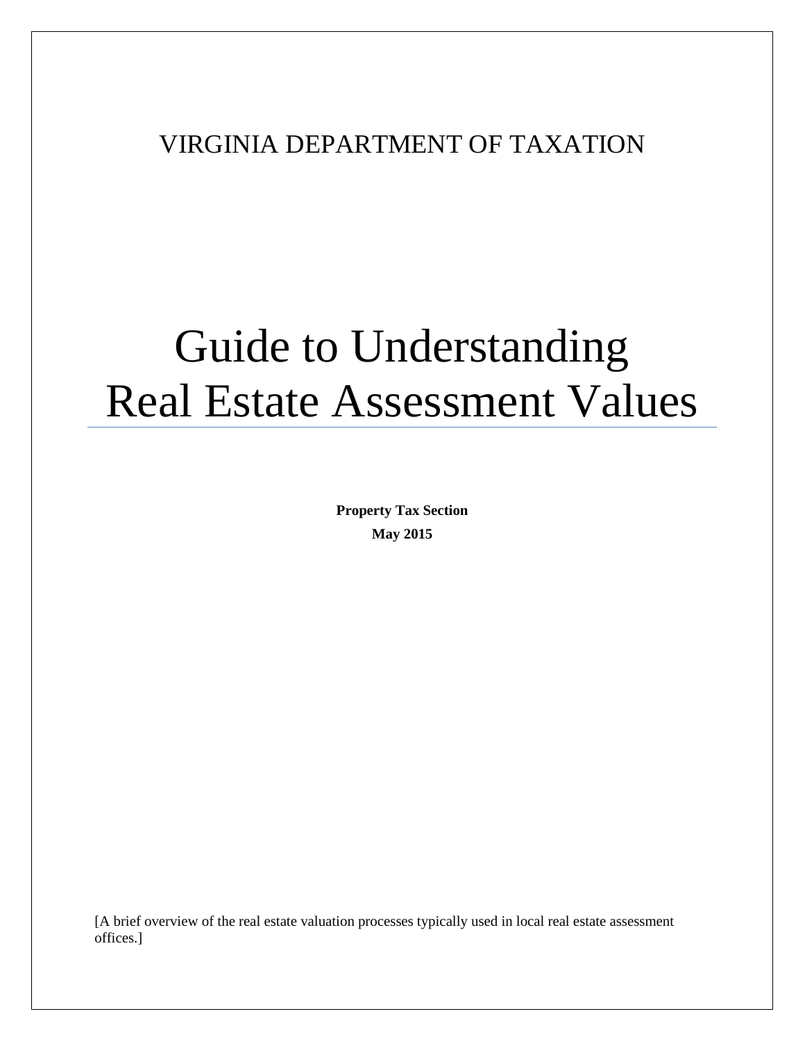VIRGINIA DEPARTMENT OF TAXATION

# Guide to Understanding Real Estate Assessment Values

**Property Tax Section**

**May 2015**

[A brief overview of the real estate valuation processes typically used in local real estate assessment offices.]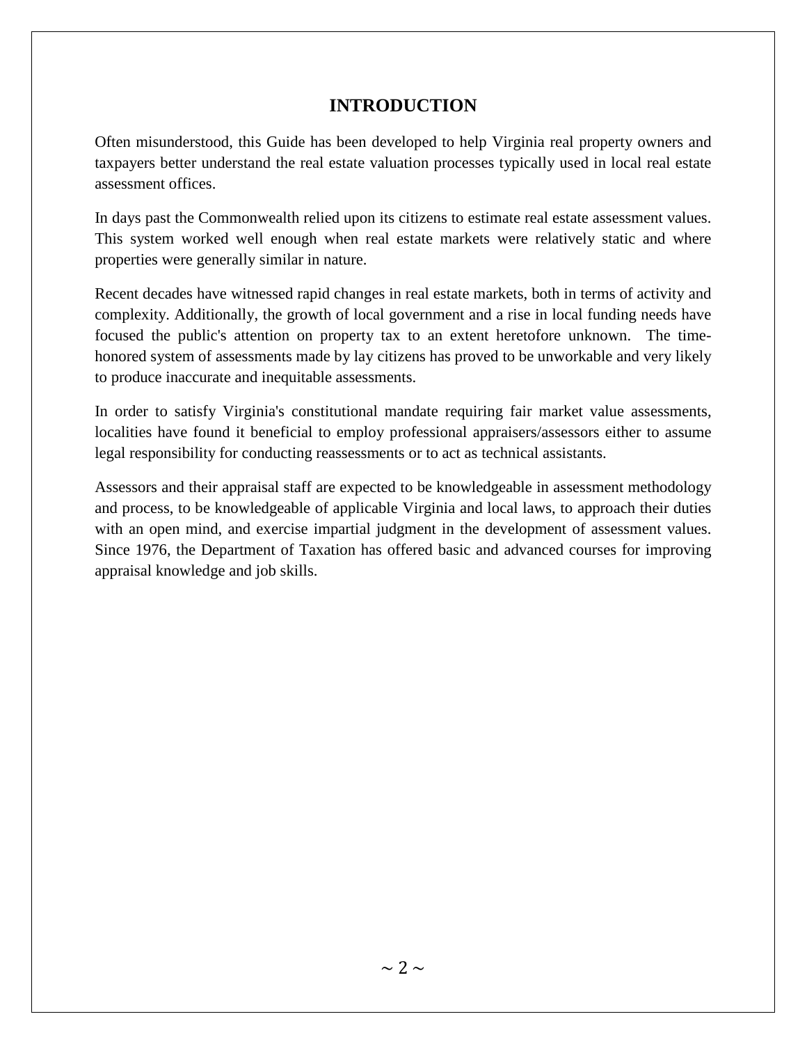# INTRODUCTION

Often misunderstood, this Guide has been developed to help Virginia real property owners and taxpayers better understand the real estate valuation processes typically used in local real estate assessment offices.

In days past the Commonwealth relied upon its citizens to estimate real estate assessment values. This system worked well enough when real estate markets were relatively static and where properties were generally similar in nature.

Recent decades have witnessed rapid changes in real estate markets, both in terms of activity and complexity. Additionally, the growth of local government and a rise in local funding needs have focused the public's attention on property tax to an extent heretofore unknown. The time-honored system of assessments made by lay citizens has proved to be unworkable and very likely to produce inaccurate and inequitable assessments.

In order to satisfy Virginia's constitutional mandate requiring fair market value assessments, localities have found it beneficial to employ professional appraisers/assessors either to assume legal responsibility for conducting reassessments or to act as technical assistants.

Assessors and their appraisal staff are expected to be knowledgeable in assessment methodology and process, to be knowledgeable of applicable Virginia and local laws, to approach their duties with an open mind, and exercise impartial judgment in the development of assessment values. Since 1976, the Department of Taxation has offered basic and advanced courses for improving appraisal knowledge and job skills.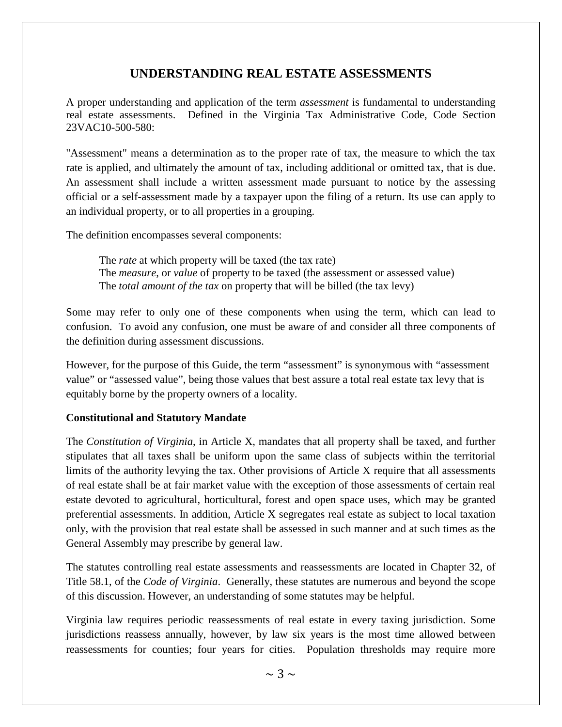# UNDERSTANDING REAL ESTATE ASSESSMENTS

A proper understanding and application of the term *assessment* is fundamental to understanding real estate assessments. Defined in the Virginia Tax Administrative Code, Code Section 23VAC10-500-580:

"Assessment" means a determination as to the proper rate of tax, the measure to which the tax rate is applied, and ultimately the amount of tax, including additional or omitted tax, that is due. An assessment shall include a written assessment made pursuant to notice by the assessing official or a self-assessment made by a taxpayer upon the filing of a return. Its use can apply to an individual property, or to all properties in a grouping.

The definition encompasses several components:

The *rate* at which property will be taxed (the tax rate)
The *measure*, or *value* of property to be taxed (the assessment or assessed value)
The *total amount of the tax* on property that will be billed (the tax levy)

Some may refer to only one of these components when using the term, which can lead to confusion. To avoid any confusion, one must be aware of and consider all three components of the definition during assessment discussions.

However, for the purpose of this Guide, the term "assessment" is synonymous with "assessment value" or "assessed value", being those values that best assure a total real estate tax levy that is equitably borne by the property owners of a locality.

**Constitutional and Statutory Mandate**

The *Constitution of Virginia*, in Article X, mandates that all property shall be taxed, and further stipulates that all taxes shall be uniform upon the same class of subjects within the territorial limits of the authority levying the tax. Other provisions of Article X require that all assessments of real estate shall be at fair market value with the exception of those assessments of certain real estate devoted to agricultural, horticultural, forest and open space uses, which may be granted preferential assessments. In addition, Article X segregates real estate as subject to local taxation only, with the provision that real estate shall be assessed in such manner and at such times as the General Assembly may prescribe by general law.

The statutes controlling real estate assessments and reassessments are located in Chapter 32, of Title 58.1, of the *Code of Virginia*. Generally, these statutes are numerous and beyond the scope of this discussion. However, an understanding of some statutes may be helpful.

Virginia law requires periodic reassessments of real estate in every taxing jurisdiction. Some jurisdictions reassess annually, however, by law six years is the most time allowed between reassessments for counties; four years for cities. Population thresholds may require more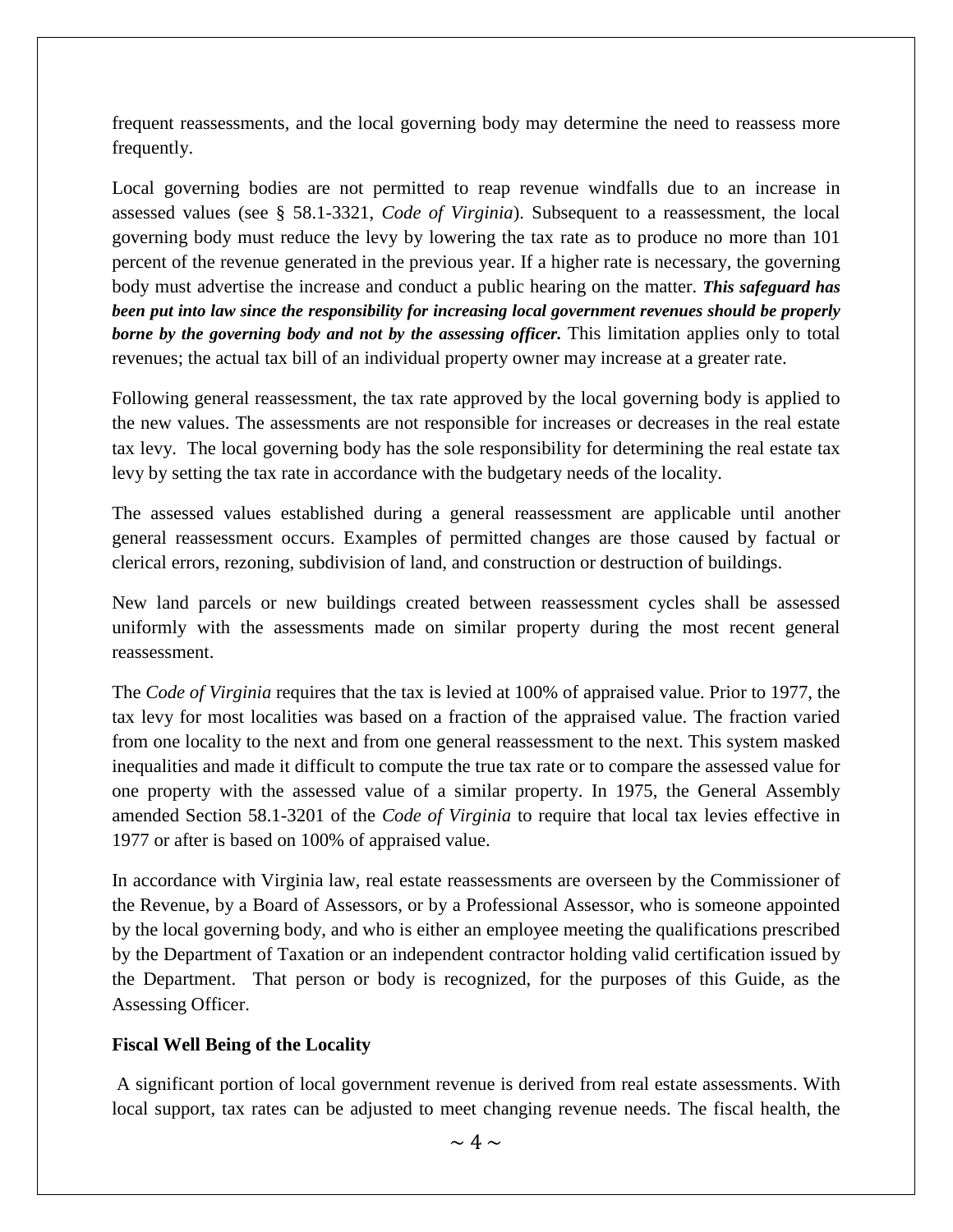frequent reassessments, and the local governing body may determine the need to reassess more frequently.

Local governing bodies are not permitted to reap revenue windfalls due to an increase in assessed values (see § 58.1-3321, *Code of Virginia*). Subsequent to a reassessment, the local governing body must reduce the levy by lowering the tax rate as to produce no more than 101 percent of the revenue generated in the previous year. If a higher rate is necessary, the governing body must advertise the increase and conduct a public hearing on the matter. ***This safeguard has been put into law since the responsibility for increasing local government revenues should be properly borne by the governing body and not by the assessing officer.*** This limitation applies only to total revenues; the actual tax bill of an individual property owner may increase at a greater rate.

Following general reassessment, the tax rate approved by the local governing body is applied to the new values. The assessments are not responsible for increases or decreases in the real estate tax levy. The local governing body has the sole responsibility for determining the real estate tax levy by setting the tax rate in accordance with the budgetary needs of the locality.

The assessed values established during a general reassessment are applicable until another general reassessment occurs. Examples of permitted changes are those caused by factual or clerical errors, rezoning, subdivision of land, and construction or destruction of buildings.

New land parcels or new buildings created between reassessment cycles shall be assessed uniformly with the assessments made on similar property during the most recent general reassessment.

The *Code of Virginia* requires that the tax is levied at 100% of appraised value. Prior to 1977, the tax levy for most localities was based on a fraction of the appraised value. The fraction varied from one locality to the next and from one general reassessment to the next. This system masked inequalities and made it difficult to compute the true tax rate or to compare the assessed value for one property with the assessed value of a similar property. In 1975, the General Assembly amended Section 58.1-3201 of the *Code of Virginia* to require that local tax levies effective in 1977 or after is based on 100% of appraised value.

In accordance with Virginia law, real estate reassessments are overseen by the Commissioner of the Revenue, by a Board of Assessors, or by a Professional Assessor, who is someone appointed by the local governing body, and who is either an employee meeting the qualifications prescribed by the Department of Taxation or an independent contractor holding valid certification issued by the Department. That person or body is recognized, for the purposes of this Guide, as the Assessing Officer.

**Fiscal Well Being of the Locality**

A significant portion of local government revenue is derived from real estate assessments. With local support, tax rates can be adjusted to meet changing revenue needs. The fiscal health, the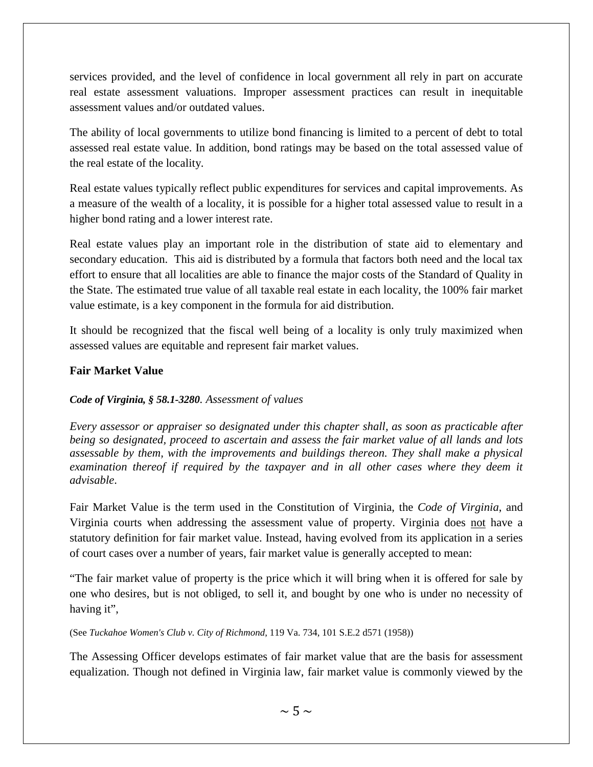services provided, and the level of confidence in local government all rely in part on accurate real estate assessment valuations. Improper assessment practices can result in inequitable assessment values and/or outdated values.

The ability of local governments to utilize bond financing is limited to a percent of debt to total assessed real estate value. In addition, bond ratings may be based on the total assessed value of the real estate of the locality.

Real estate values typically reflect public expenditures for services and capital improvements. As a measure of the wealth of a locality, it is possible for a higher total assessed value to result in a higher bond rating and a lower interest rate.

Real estate values play an important role in the distribution of state aid to elementary and secondary education. This aid is distributed by a formula that factors both need and the local tax effort to ensure that all localities are able to finance the major costs of the Standard of Quality in the State. The estimated true value of all taxable real estate in each locality, the 100% fair market value estimate, is a key component in the formula for aid distribution.

It should be recognized that the fiscal well being of a locality is only truly maximized when assessed values are equitable and represent fair market values.

### Fair Market Value

***Code of Virginia, § 58.1-3280****. Assessment of values*

*Every assessor or appraiser so designated under this chapter shall, as soon as practicable after being so designated, proceed to ascertain and assess the fair market value of all lands and lots assessable by them, with the improvements and buildings thereon. They shall make a physical examination thereof if required by the taxpayer and in all other cases where they deem it advisable.*

Fair Market Value is the term used in the Constitution of Virginia, the *Code of Virginia*, and Virginia courts when addressing the assessment value of property. Virginia does not have a statutory definition for fair market value. Instead, having evolved from its application in a series of court cases over a number of years, fair market value is generally accepted to mean:

"The fair market value of property is the price which it will bring when it is offered for sale by one who desires, but is not obliged, to sell it, and bought by one who is under no necessity of having it",

(See *Tuckahoe Women's Club v. City of Richmond*, 119 Va. 734, 101 S.E.2 d571 (1958))

The Assessing Officer develops estimates of fair market value that are the basis for assessment equalization. Though not defined in Virginia law, fair market value is commonly viewed by the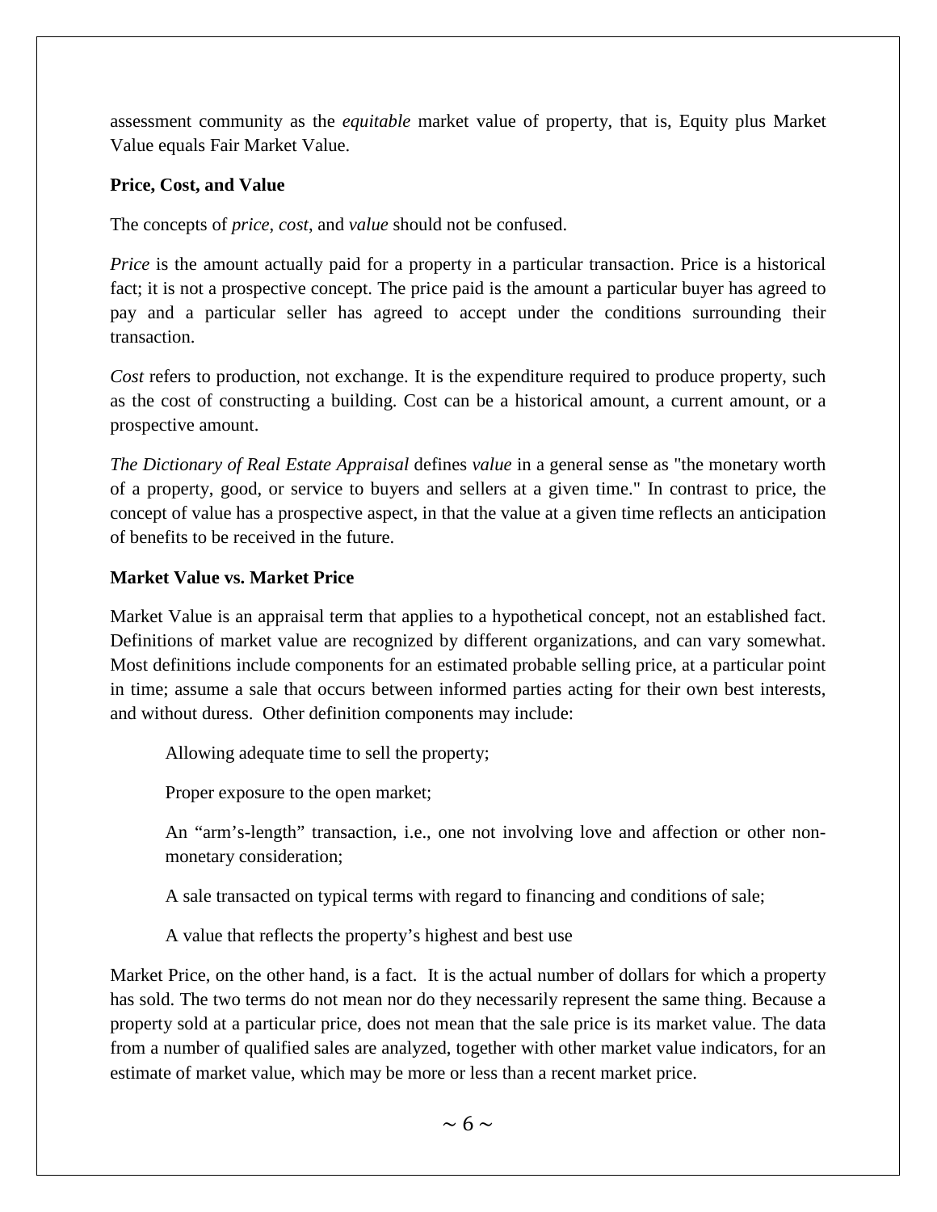assessment community as the *equitable* market value of property, that is, Equity plus Market Value equals Fair Market Value.

**Price, Cost, and Value**

The concepts of *price*, *cost*, and *value* should not be confused.

*Price* is the amount actually paid for a property in a particular transaction. Price is a historical fact; it is not a prospective concept. The price paid is the amount a particular buyer has agreed to pay and a particular seller has agreed to accept under the conditions surrounding their transaction.

*Cost* refers to production, not exchange. It is the expenditure required to produce property, such as the cost of constructing a building. Cost can be a historical amount, a current amount, or a prospective amount.

*The Dictionary of Real Estate Appraisal* defines *value* in a general sense as "the monetary worth of a property, good, or service to buyers and sellers at a given time." In contrast to price, the concept of value has a prospective aspect, in that the value at a given time reflects an anticipation of benefits to be received in the future.

**Market Value vs. Market Price**

Market Value is an appraisal term that applies to a hypothetical concept, not an established fact. Definitions of market value are recognized by different organizations, and can vary somewhat. Most definitions include components for an estimated probable selling price, at a particular point in time; assume a sale that occurs between informed parties acting for their own best interests, and without duress. Other definition components may include:

Allowing adequate time to sell the property;

Proper exposure to the open market;

An "arm's-length" transaction, i.e., one not involving love and affection or other non-monetary consideration;

A sale transacted on typical terms with regard to financing and conditions of sale;

A value that reflects the property's highest and best use

Market Price, on the other hand, is a fact. It is the actual number of dollars for which a property has sold. The two terms do not mean nor do they necessarily represent the same thing. Because a property sold at a particular price, does not mean that the sale price is its market value. The data from a number of qualified sales are analyzed, together with other market value indicators, for an estimate of market value, which may be more or less than a recent market price.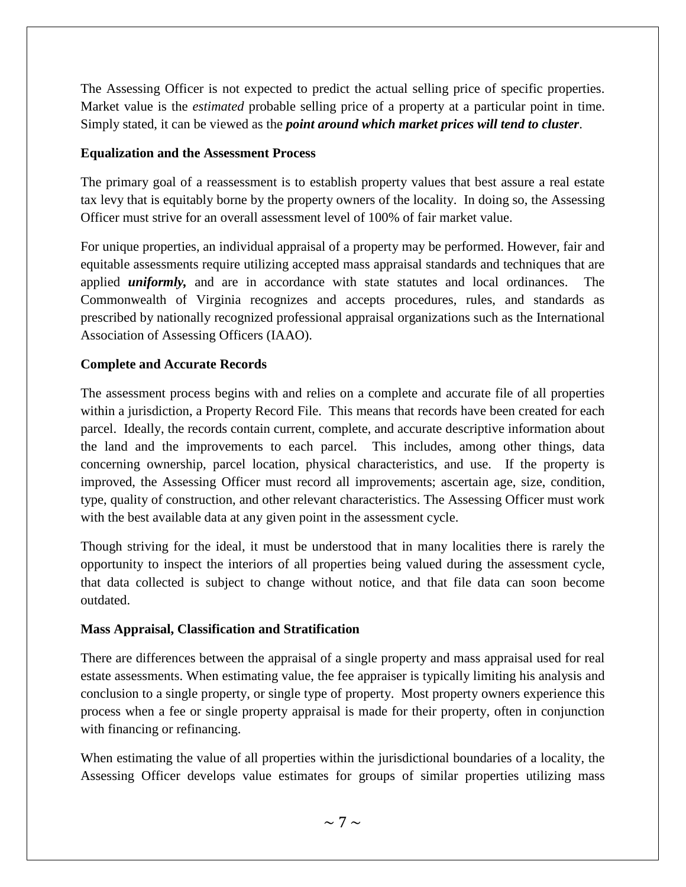The Assessing Officer is not expected to predict the actual selling price of specific properties. Market value is the *estimated* probable selling price of a property at a particular point in time. Simply stated, it can be viewed as the ***point around which market prices will tend to cluster***.

**Equalization and the Assessment Process**

The primary goal of a reassessment is to establish property values that best assure a real estate tax levy that is equitably borne by the property owners of the locality. In doing so, the Assessing Officer must strive for an overall assessment level of 100% of fair market value.

For unique properties, an individual appraisal of a property may be performed. However, fair and equitable assessments require utilizing accepted mass appraisal standards and techniques that are applied ***uniformly,*** and are in accordance with state statutes and local ordinances. The Commonwealth of Virginia recognizes and accepts procedures, rules, and standards as prescribed by nationally recognized professional appraisal organizations such as the International Association of Assessing Officers (IAAO).

**Complete and Accurate Records**

The assessment process begins with and relies on a complete and accurate file of all properties within a jurisdiction, a Property Record File. This means that records have been created for each parcel. Ideally, the records contain current, complete, and accurate descriptive information about the land and the improvements to each parcel. This includes, among other things, data concerning ownership, parcel location, physical characteristics, and use. If the property is improved, the Assessing Officer must record all improvements; ascertain age, size, condition, type, quality of construction, and other relevant characteristics. The Assessing Officer must work with the best available data at any given point in the assessment cycle.

Though striving for the ideal, it must be understood that in many localities there is rarely the opportunity to inspect the interiors of all properties being valued during the assessment cycle, that data collected is subject to change without notice, and that file data can soon become outdated.

**Mass Appraisal, Classification and Stratification**

There are differences between the appraisal of a single property and mass appraisal used for real estate assessments. When estimating value, the fee appraiser is typically limiting his analysis and conclusion to a single property, or single type of property. Most property owners experience this process when a fee or single property appraisal is made for their property, often in conjunction with financing or refinancing.

When estimating the value of all properties within the jurisdictional boundaries of a locality, the Assessing Officer develops value estimates for groups of similar properties utilizing mass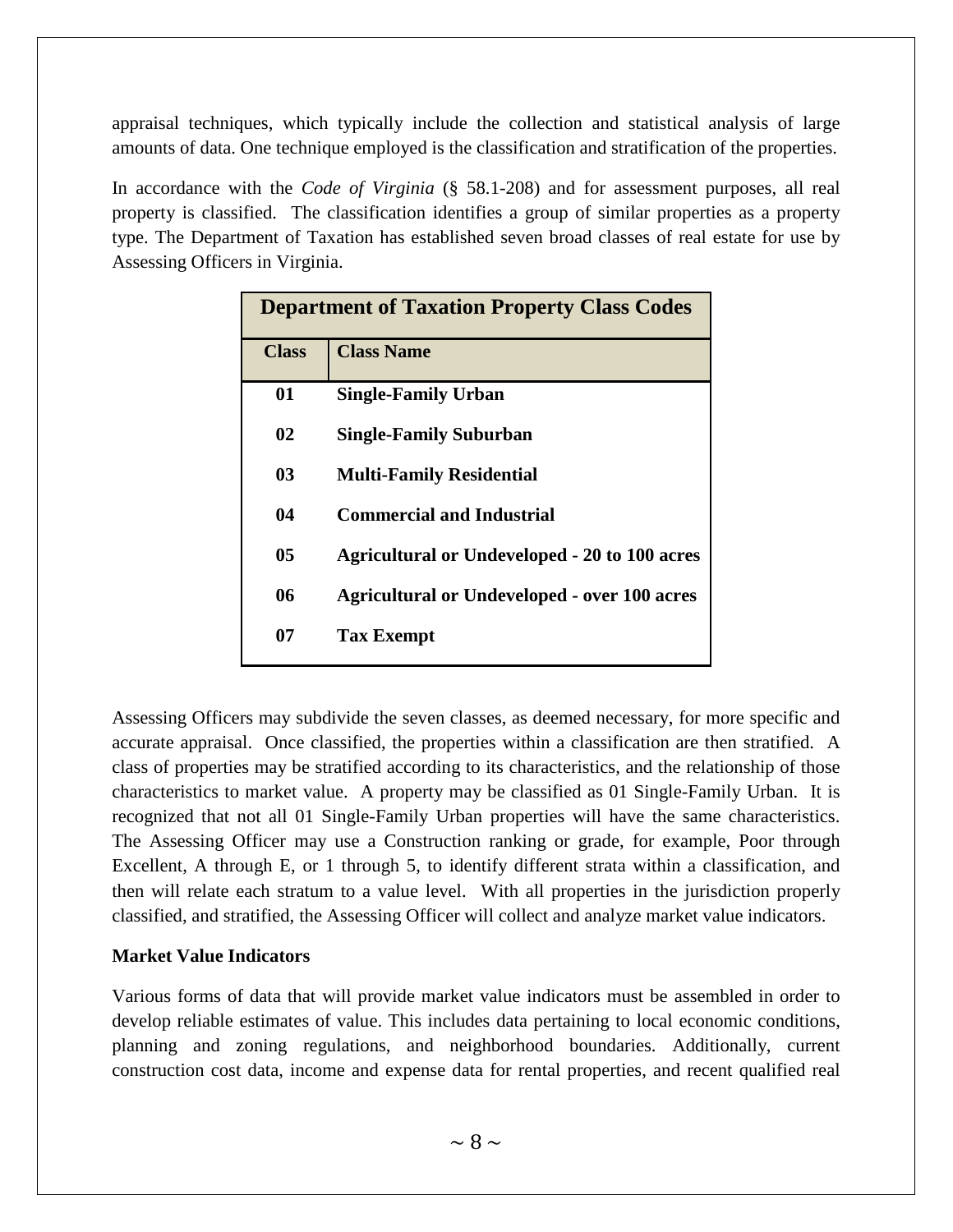appraisal techniques, which typically include the collection and statistical analysis of large amounts of data. One technique employed is the classification and stratification of the properties.

In accordance with the *Code of Virginia* (§ 58.1-208) and for assessment purposes, all real property is classified. The classification identifies a group of similar properties as a property type. The Department of Taxation has established seven broad classes of real estate for use by Assessing Officers in Virginia.

| **Department of Taxation Property Class Codes** | |
|---|---|
| **Class** | **Class Name** |
| **01** | **Single-Family Urban** |
| **02** | **Single-Family Suburban** |
| **03** | **Multi-Family Residential** |
| **04** | **Commercial and Industrial** |
| **05** | **Agricultural or Undeveloped - 20 to 100 acres** |
| **06** | **Agricultural or Undeveloped - over 100 acres** |
| **07** | **Tax Exempt** |

Assessing Officers may subdivide the seven classes, as deemed necessary, for more specific and accurate appraisal. Once classified, the properties within a classification are then stratified. A class of properties may be stratified according to its characteristics, and the relationship of those characteristics to market value. A property may be classified as 01 Single-Family Urban. It is recognized that not all 01 Single-Family Urban properties will have the same characteristics. The Assessing Officer may use a Construction ranking or grade, for example, Poor through Excellent, A through E, or 1 through 5, to identify different strata within a classification, and then will relate each stratum to a value level. With all properties in the jurisdiction properly classified, and stratified, the Assessing Officer will collect and analyze market value indicators.

**Market Value Indicators**

Various forms of data that will provide market value indicators must be assembled in order to develop reliable estimates of value. This includes data pertaining to local economic conditions, planning and zoning regulations, and neighborhood boundaries. Additionally, current construction cost data, income and expense data for rental properties, and recent qualified real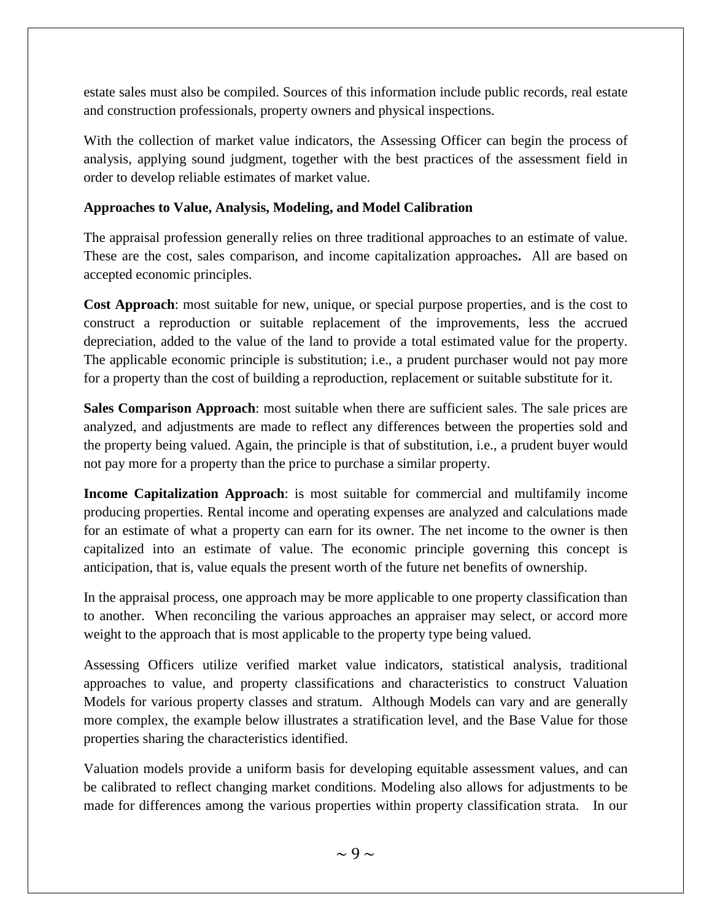estate sales must also be compiled. Sources of this information include public records, real estate and construction professionals, property owners and physical inspections.

With the collection of market value indicators, the Assessing Officer can begin the process of analysis, applying sound judgment, together with the best practices of the assessment field in order to develop reliable estimates of market value.

**Approaches to Value, Analysis, Modeling, and Model Calibration**

The appraisal profession generally relies on three traditional approaches to an estimate of value. These are the cost, sales comparison, and income capitalization approaches**.** All are based on accepted economic principles.

**Cost Approach**: most suitable for new, unique, or special purpose properties, and is the cost to construct a reproduction or suitable replacement of the improvements, less the accrued depreciation, added to the value of the land to provide a total estimated value for the property. The applicable economic principle is substitution; i.e., a prudent purchaser would not pay more for a property than the cost of building a reproduction, replacement or suitable substitute for it.

**Sales Comparison Approach**: most suitable when there are sufficient sales. The sale prices are analyzed, and adjustments are made to reflect any differences between the properties sold and the property being valued. Again, the principle is that of substitution, i.e., a prudent buyer would not pay more for a property than the price to purchase a similar property.

**Income Capitalization Approach**: is most suitable for commercial and multifamily income producing properties. Rental income and operating expenses are analyzed and calculations made for an estimate of what a property can earn for its owner. The net income to the owner is then capitalized into an estimate of value. The economic principle governing this concept is anticipation, that is, value equals the present worth of the future net benefits of ownership.

In the appraisal process, one approach may be more applicable to one property classification than to another. When reconciling the various approaches an appraiser may select, or accord more weight to the approach that is most applicable to the property type being valued.

Assessing Officers utilize verified market value indicators, statistical analysis, traditional approaches to value, and property classifications and characteristics to construct Valuation Models for various property classes and stratum. Although Models can vary and are generally more complex, the example below illustrates a stratification level, and the Base Value for those properties sharing the characteristics identified.

Valuation models provide a uniform basis for developing equitable assessment values, and can be calibrated to reflect changing market conditions. Modeling also allows for adjustments to be made for differences among the various properties within property classification strata. In our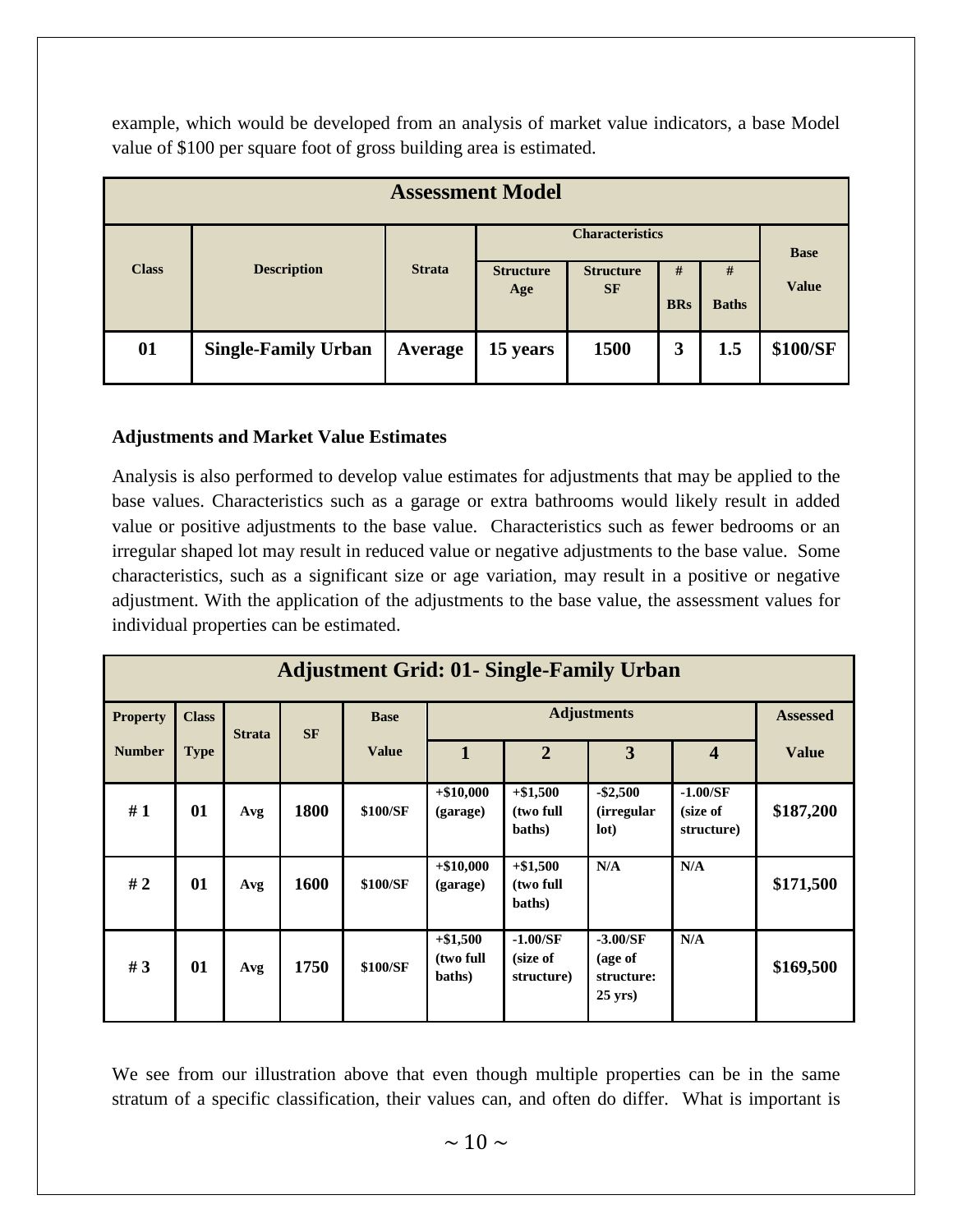example, which would be developed from an analysis of market value indicators, a base Model value of $100 per square foot of gross building area is estimated.

| Assessment Model | | | | | | | |
|---|---|---|---|---|---|---|---|
| **Class** | **Description** | **Strata** | **Characteristics** | | | | **Base Value** |
| | | | **Structure Age** | **Structure SF** | **# BRs** | **# Baths** | |
| **01** | **Single-Family Urban** | **Average** | **15 years** | **1500** | **3** | **1.5** | **$100/SF** |

### Adjustments and Market Value Estimates

Analysis is also performed to develop value estimates for adjustments that may be applied to the base values. Characteristics such as a garage or extra bathrooms would likely result in added value or positive adjustments to the base value. Characteristics such as fewer bedrooms or an irregular shaped lot may result in reduced value or negative adjustments to the base value. Some characteristics, such as a significant size or age variation, may result in a positive or negative adjustment. With the application of the adjustments to the base value, the assessment values for individual properties can be estimated.

| Adjustment Grid: 01- Single-Family Urban | | | | | | | | | |
|---|---|---|---|---|---|---|---|---|---|
| **Property Number** | **Class Type** | **Strata** | **SF** | **Base Value** | **Adjustments** | | | | **Assessed Value** |
| | | | | | **1** | **2** | **3** | **4** | |
| **# 1** | **01** | **Avg** | **1800** | **$100/SF** | **+$10,000 (garage)** | **+$1,500 (two full baths)** | **-$2,500 (irregular lot)** | **-1.00/SF (size of structure)** | **$187,200** |
| **# 2** | **01** | **Avg** | **1600** | **$100/SF** | **+$10,000 (garage)** | **+$1,500 (two full baths)** | **N/A** | **N/A** | **$171,500** |
| **# 3** | **01** | **Avg** | **1750** | **$100/SF** | **+$1,500 (two full baths)** | **-1.00/SF (size of structure)** | **-3.00/SF (age of structure: 25 yrs)** | **N/A** | **$169,500** |

We see from our illustration above that even though multiple properties can be in the same stratum of a specific classification, their values can, and often do differ. What is important is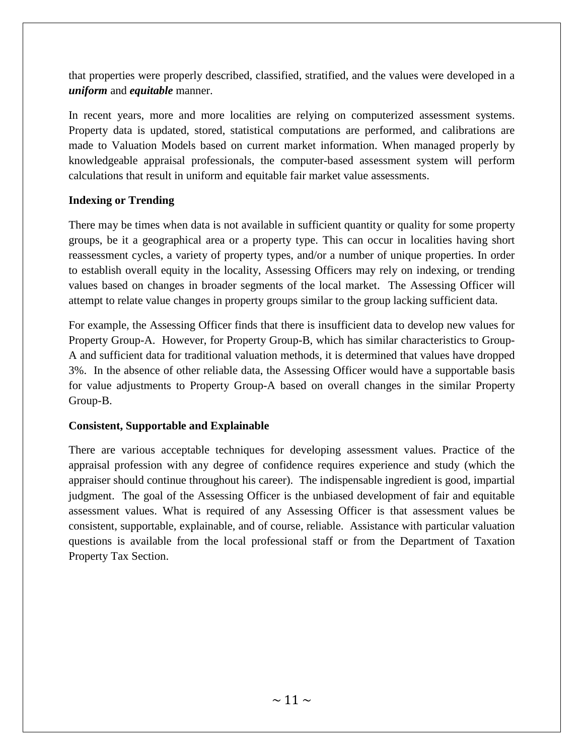that properties were properly described, classified, stratified, and the values were developed in a ***uniform*** and ***equitable*** manner.

In recent years, more and more localities are relying on computerized assessment systems. Property data is updated, stored, statistical computations are performed, and calibrations are made to Valuation Models based on current market information. When managed properly by knowledgeable appraisal professionals, the computer-based assessment system will perform calculations that result in uniform and equitable fair market value assessments.

**Indexing or Trending**

There may be times when data is not available in sufficient quantity or quality for some property groups, be it a geographical area or a property type. This can occur in localities having short reassessment cycles, a variety of property types, and/or a number of unique properties. In order to establish overall equity in the locality, Assessing Officers may rely on indexing, or trending values based on changes in broader segments of the local market. The Assessing Officer will attempt to relate value changes in property groups similar to the group lacking sufficient data.

For example, the Assessing Officer finds that there is insufficient data to develop new values for Property Group-A. However, for Property Group-B, which has similar characteristics to Group-A and sufficient data for traditional valuation methods, it is determined that values have dropped 3%. In the absence of other reliable data, the Assessing Officer would have a supportable basis for value adjustments to Property Group-A based on overall changes in the similar Property Group-B.

**Consistent, Supportable and Explainable**

There are various acceptable techniques for developing assessment values. Practice of the appraisal profession with any degree of confidence requires experience and study (which the appraiser should continue throughout his career). The indispensable ingredient is good, impartial judgment. The goal of the Assessing Officer is the unbiased development of fair and equitable assessment values. What is required of any Assessing Officer is that assessment values be consistent, supportable, explainable, and of course, reliable. Assistance with particular valuation questions is available from the local professional staff or from the Department of Taxation Property Tax Section.